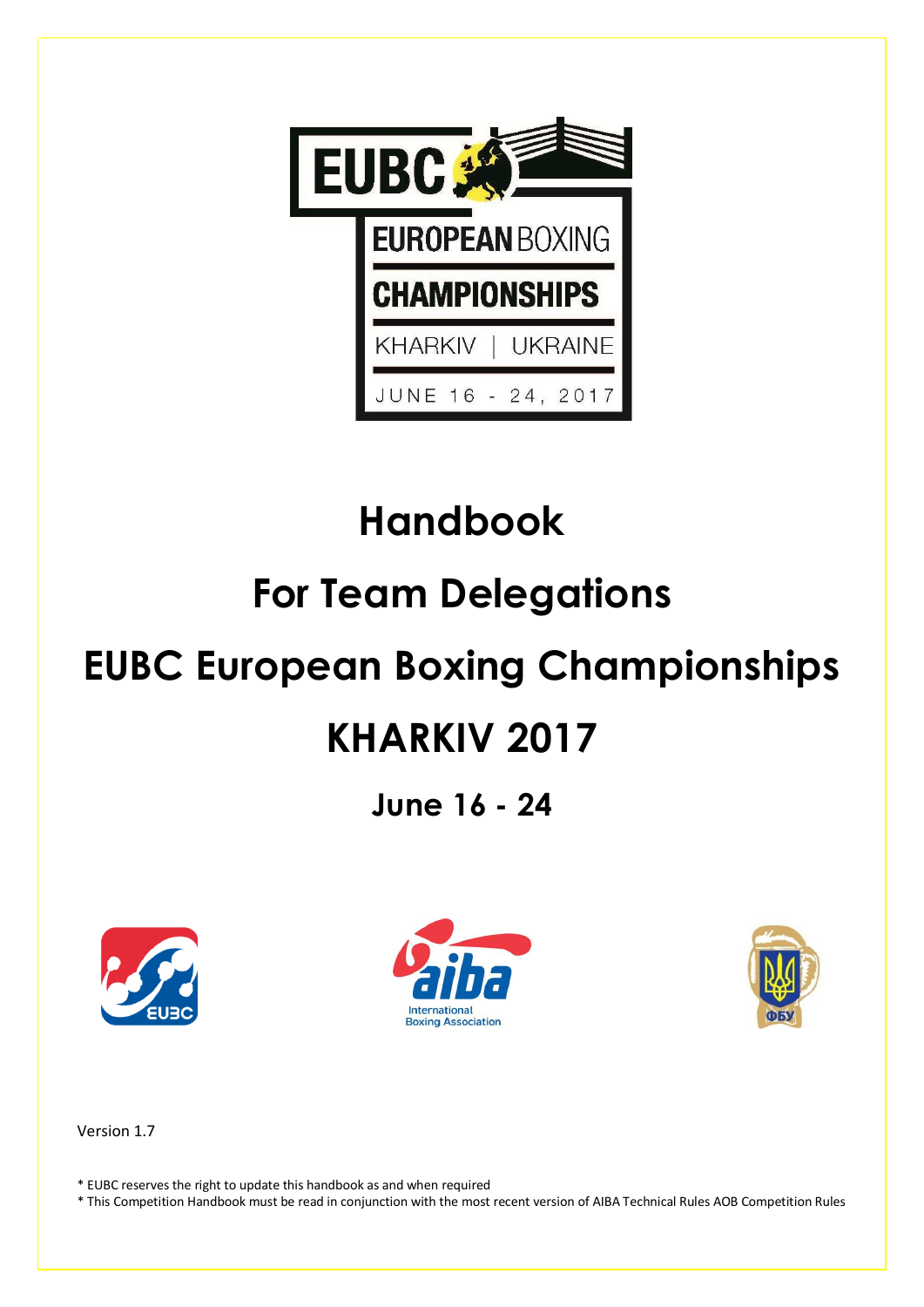# Handbook

# For Team Delegations

# EUBC European Boxing Championships

# KHARKIV 2017

## June 16 - 24

Version 1.7

* EUBC reserves the right to update this handbook as and when required
* This Competition Handbook must be read in conjunction with the most recent version of AIBA Technical Rules AOB Competition Rules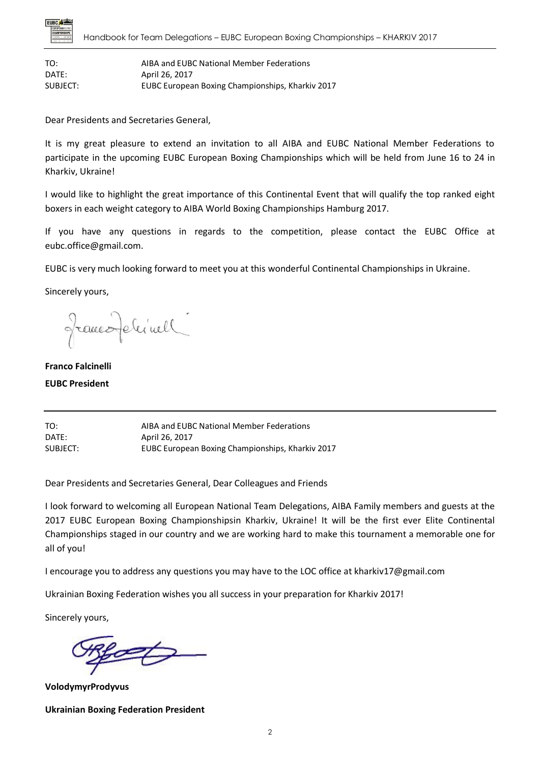| | |
|---|---|
| TO: | AIBA and EUBC National Member Federations |
| DATE: | April 26, 2017 |
| SUBJECT: | EUBC European Boxing Championships, Kharkiv 2017 |

Dear Presidents and Secretaries General,

It is my great pleasure to extend an invitation to all AIBA and EUBC National Member Federations to participate in the upcoming EUBC European Boxing Championships which will be held from June 16 to 24 in Kharkiv, Ukraine!

I would like to highlight the great importance of this Continental Event that will qualify the top ranked eight boxers in each weight category to AIBA World Boxing Championships Hamburg 2017.

If you have any questions in regards to the competition, please contact the EUBC Office at eubc.office@gmail.com.

EUBC is very much looking forward to meet you at this wonderful Continental Championships in Ukraine.

Sincerely yours,

**Franco Falcinelli**

**EUBC President**

---

| | |
|---|---|
| TO: | AIBA and EUBC National Member Federations |
| DATE: | April 26, 2017 |
| SUBJECT: | EUBC European Boxing Championships, Kharkiv 2017 |

Dear Presidents and Secretaries General, Dear Colleagues and Friends

I look forward to welcoming all European National Team Delegations, AIBA Family members and guests at the 2017 EUBC European Boxing Championshipsin Kharkiv, Ukraine! It will be the first ever Elite Continental Championships staged in our country and we are working hard to make this tournament a memorable one for all of you!

I encourage you to address any questions you may have to the LOC office at kharkiv17@gmail.com

Ukrainian Boxing Federation wishes you all success in your preparation for Kharkiv 2017!

Sincerely yours,

**VolodymyrProdyvus**

**Ukrainian Boxing Federation President**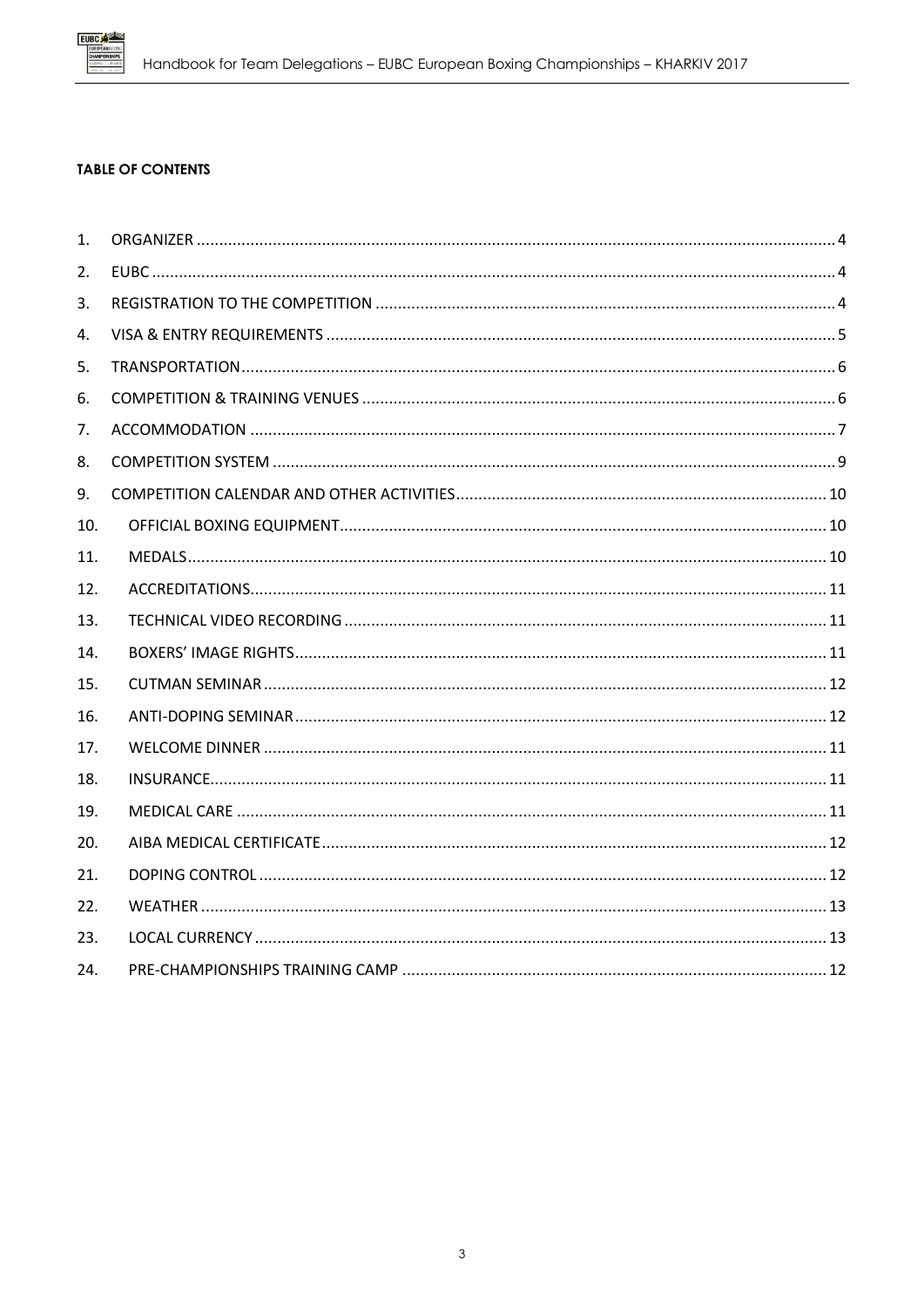**TABLE OF CONTENTS**

| | | |
|---|---|---|
| 1. | ORGANIZER | 4 |
| 2. | EUBC | 4 |
| 3. | REGISTRATION TO THE COMPETITION | 4 |
| 4. | VISA & ENTRY REQUIREMENTS | 5 |
| 5. | TRANSPORTATION | 6 |
| 6. | COMPETITION & TRAINING VENUES | 6 |
| 7. | ACCOMMODATION | 7 |
| 8. | COMPETITION SYSTEM | 9 |
| 9. | COMPETITION CALENDAR AND OTHER ACTIVITIES | 10 |
| 10. | OFFICIAL BOXING EQUIPMENT | 10 |
| 11. | MEDALS | 10 |
| 12. | ACCREDITATIONS | 11 |
| 13. | TECHNICAL VIDEO RECORDING | 11 |
| 14. | BOXERS' IMAGE RIGHTS | 11 |
| 15. | CUTMAN SEMINAR | 12 |
| 16. | ANTI-DOPING SEMINAR | 12 |
| 17. | WELCOME DINNER | 11 |
| 18. | INSURANCE | 11 |
| 19. | MEDICAL CARE | 11 |
| 20. | AIBA MEDICAL CERTIFICATE | 12 |
| 21. | DOPING CONTROL | 12 |
| 22. | WEATHER | 13 |
| 23. | LOCAL CURRENCY | 13 |
| 24. | PRE-CHAMPIONSHIPS TRAINING CAMP | 12 |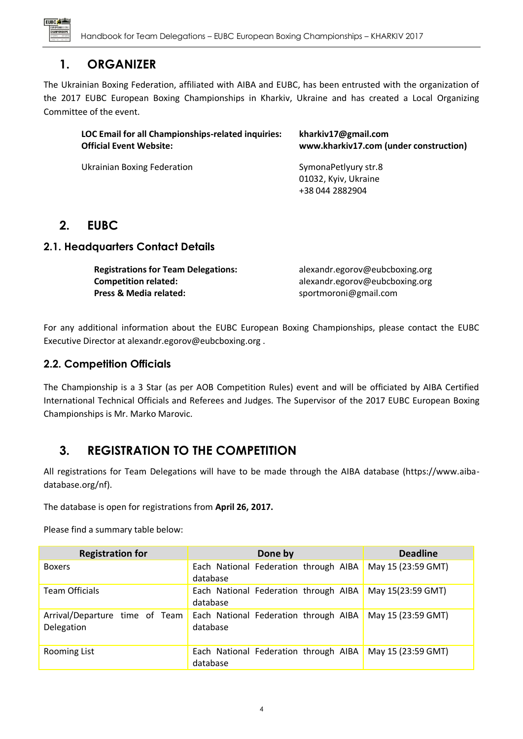## 1. ORGANIZER

The Ukrainian Boxing Federation, affiliated with AIBA and EUBC, has been entrusted with the organization of the 2017 EUBC European Boxing Championships in Kharkiv, Ukraine and has created a Local Organizing Committee of the event.

**LOC Email for all Championships-related inquiries:** **kharkiv17@gmail.com**
**Official Event Website:** **www.kharkiv17.com (under construction)**

Ukrainian Boxing Federation

SymonaPetlyury str.8
01032, Kyiv, Ukraine
+38 044 2882904

## 2. EUBC

### 2.1. Headquarters Contact Details

**Registrations for Team Delegations:** alexandr.egorov@eubcboxing.org
**Competition related:** alexandr.egorov@eubcboxing.org
**Press & Media related:** sportmoroni@gmail.com

For any additional information about the EUBC European Boxing Championships, please contact the EUBC Executive Director at alexandr.egorov@eubcboxing.org .

### 2.2. Competition Officials

The Championship is a 3 Star (as per AOB Competition Rules) event and will be officiated by AIBA Certified International Technical Officials and Referees and Judges. The Supervisor of the 2017 EUBC European Boxing Championships is Mr. Marko Marovic.

## 3. REGISTRATION TO THE COMPETITION

All registrations for Team Delegations will have to be made through the AIBA database (https://www.aiba-database.org/nf).

The database is open for registrations from **April 26, 2017.**

Please find a summary table below:

| Registration for | Done by | Deadline |
|---|---|---|
| Boxers | Each National Federation through AIBA database | May 15 (23:59 GMT) |
| Team Officials | Each National Federation through AIBA database | May 15(23:59 GMT) |
| Arrival/Departure time of Team Delegation | Each National Federation through AIBA database | May 15 (23:59 GMT) |
| Rooming List | Each National Federation through AIBA database | May 15 (23:59 GMT) |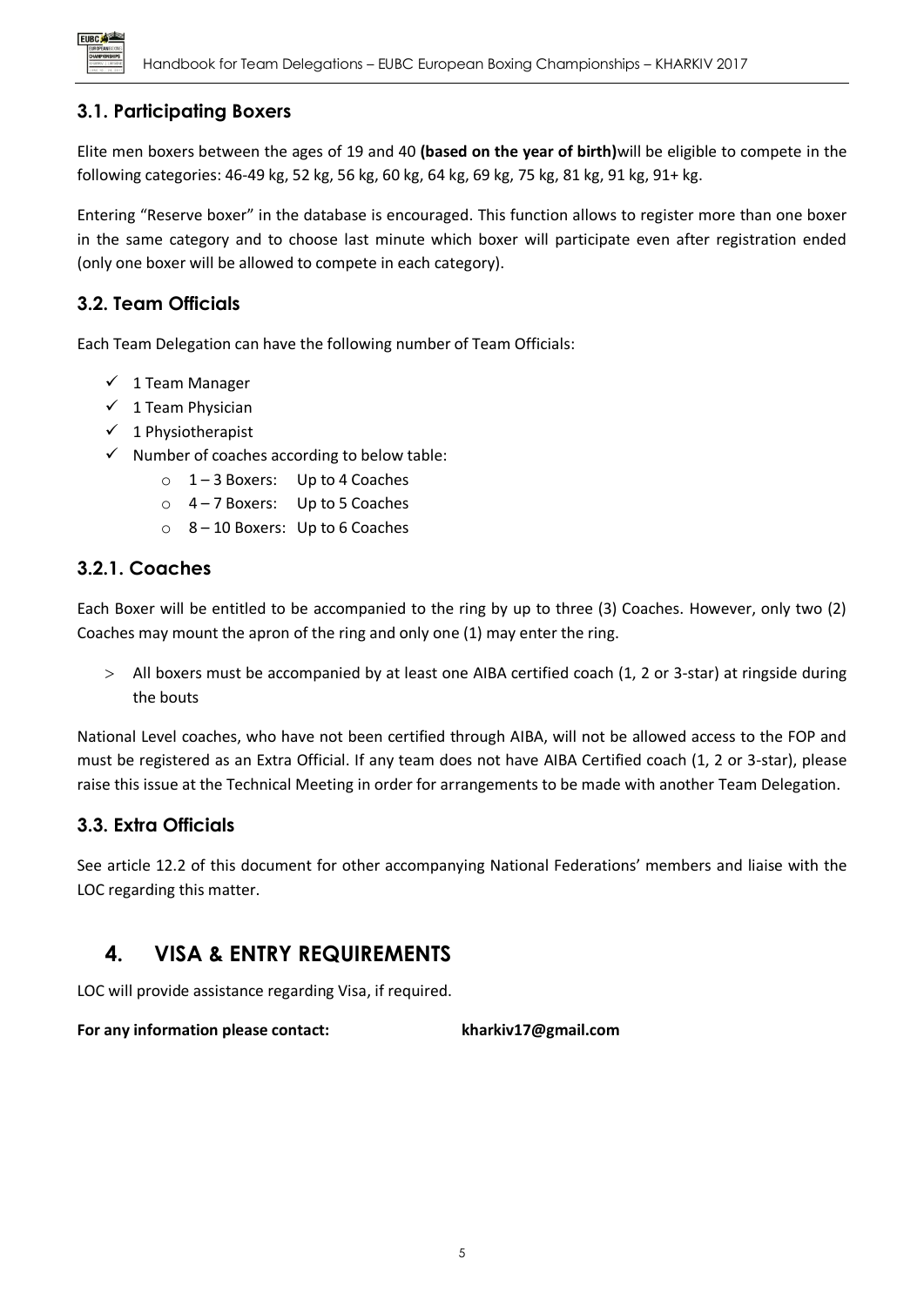## 3.1. Participating Boxers

Elite men boxers between the ages of 19 and 40 **(based on the year of birth)**will be eligible to compete in the following categories: 46-49 kg, 52 kg, 56 kg, 60 kg, 64 kg, 69 kg, 75 kg, 81 kg, 91 kg, 91+ kg.

Entering "Reserve boxer" in the database is encouraged. This function allows to register more than one boxer in the same category and to choose last minute which boxer will participate even after registration ended (only one boxer will be allowed to compete in each category).

## 3.2. Team Officials

Each Team Delegation can have the following number of Team Officials:

- ✓ 1 Team Manager
- ✓ 1 Team Physician
- ✓ 1 Physiotherapist
- ✓ Number of coaches according to below table:
  - 1 – 3 Boxers: Up to 4 Coaches
  - 4 – 7 Boxers: Up to 5 Coaches
  - 8 – 10 Boxers: Up to 6 Coaches

### 3.2.1. Coaches

Each Boxer will be entitled to be accompanied to the ring by up to three (3) Coaches. However, only two (2) Coaches may mount the apron of the ring and only one (1) may enter the ring.

> All boxers must be accompanied by at least one AIBA certified coach (1, 2 or 3-star) at ringside during the bouts

National Level coaches, who have not been certified through AIBA, will not be allowed access to the FOP and must be registered as an Extra Official. If any team does not have AIBA Certified coach (1, 2 or 3-star), please raise this issue at the Technical Meeting in order for arrangements to be made with another Team Delegation.

## 3.3. Extra Officials

See article 12.2 of this document for other accompanying National Federations' members and liaise with the LOC regarding this matter.

# 4. VISA & ENTRY REQUIREMENTS

LOC will provide assistance regarding Visa, if required.

**For any information please contact: kharkiv17@gmail.com**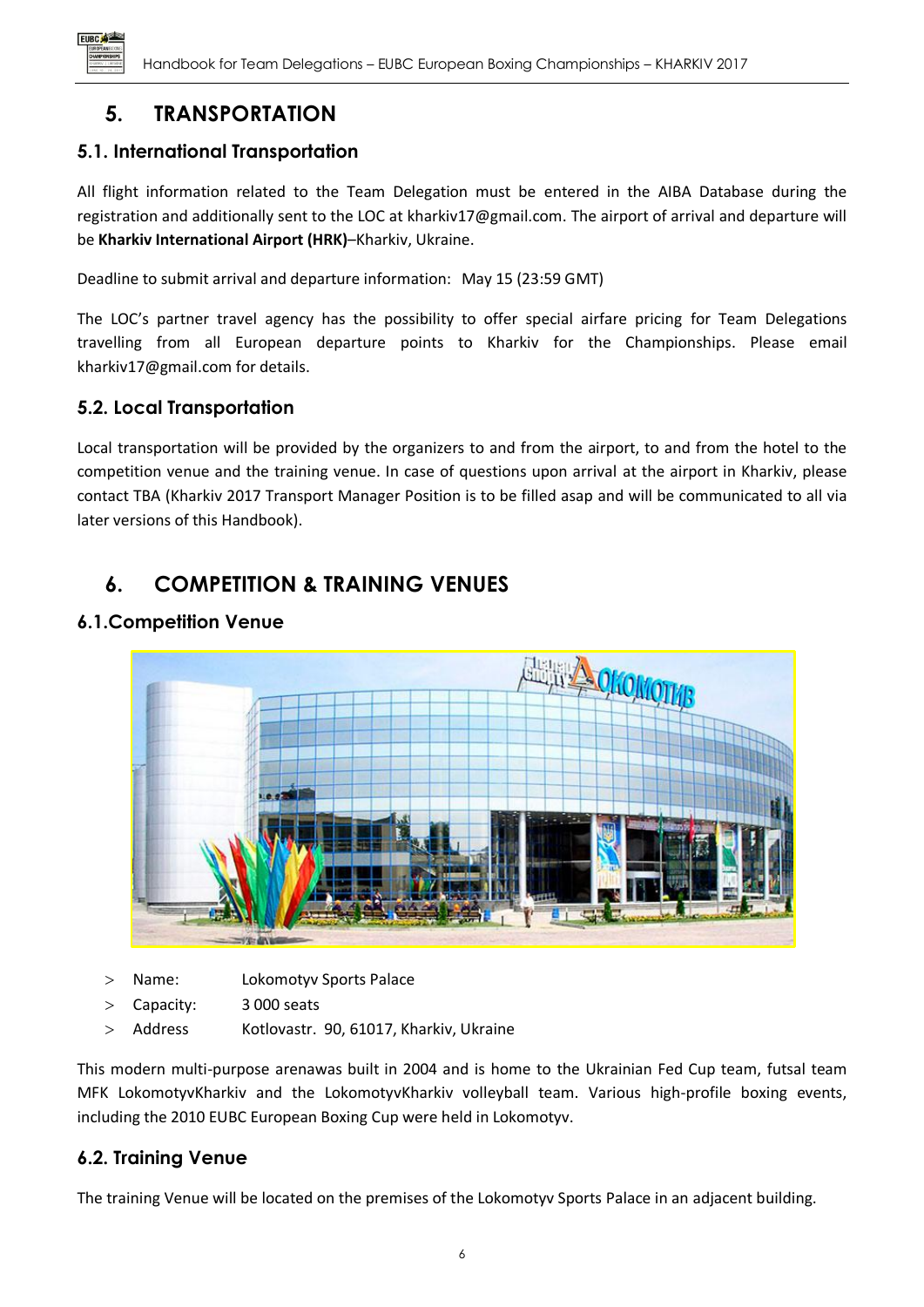# 5. TRANSPORTATION

## 5.1. International Transportation

All flight information related to the Team Delegation must be entered in the AIBA Database during the registration and additionally sent to the LOC at kharkiv17@gmail.com. The airport of arrival and departure will be **Kharkiv International Airport (HRK)**–Kharkiv, Ukraine.

Deadline to submit arrival and departure information: May 15 (23:59 GMT)

The LOC's partner travel agency has the possibility to offer special airfare pricing for Team Delegations travelling from all European departure points to Kharkiv for the Championships. Please email kharkiv17@gmail.com for details.

## 5.2. Local Transportation

Local transportation will be provided by the organizers to and from the airport, to and from the hotel to the competition venue and the training venue. In case of questions upon arrival at the airport in Kharkiv, please contact TBA (Kharkiv 2017 Transport Manager Position is to be filled asap and will be communicated to all via later versions of this Handbook).

# 6. COMPETITION & TRAINING VENUES

## 6.1.Competition Venue

- Name: Lokomotyv Sports Palace
- Capacity: 3 000 seats
- Address Kotlovastr. 90, 61017, Kharkiv, Ukraine

This modern multi-purpose arenawas built in 2004 and is home to the Ukrainian Fed Cup team, futsal team MFK LokomotyvKharkiv and the LokomotyvKharkiv volleyball team. Various high-profile boxing events, including the 2010 EUBC European Boxing Cup were held in Lokomotyv.

## 6.2. Training Venue

The training Venue will be located on the premises of the Lokomotyv Sports Palace in an adjacent building.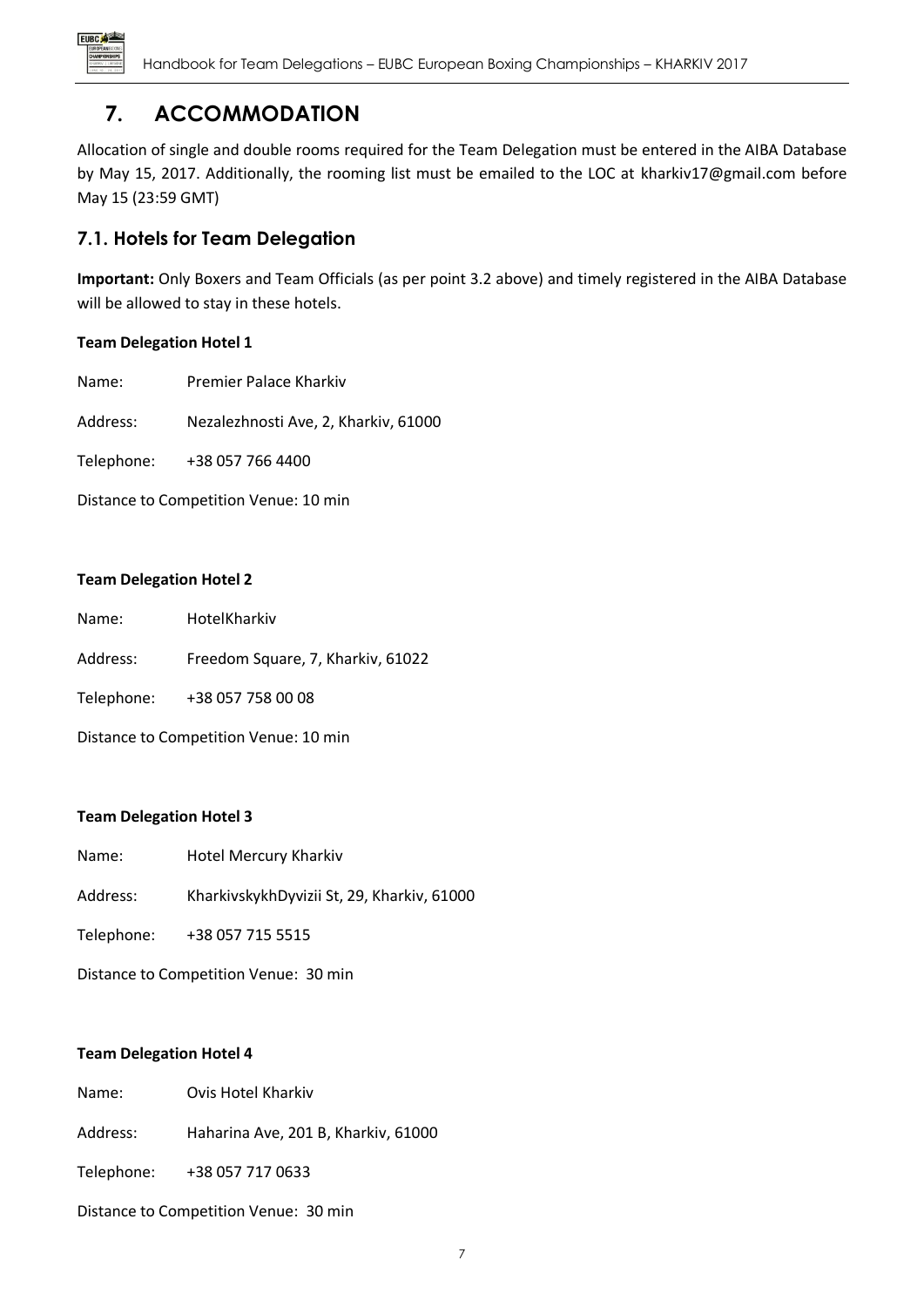## 7. ACCOMMODATION

Allocation of single and double rooms required for the Team Delegation must be entered in the AIBA Database by May 15, 2017. Additionally, the rooming list must be emailed to the LOC at kharkiv17@gmail.com before May 15 (23:59 GMT)

### 7.1. Hotels for Team Delegation

**Important:** Only Boxers and Team Officials (as per point 3.2 above) and timely registered in the AIBA Database will be allowed to stay in these hotels.

**Team Delegation Hotel 1**

Name: Premier Palace Kharkiv

Address: Nezalezhnosti Ave, 2, Kharkiv, 61000

Telephone: +38 057 766 4400

Distance to Competition Venue: 10 min

**Team Delegation Hotel 2**

Name: HotelKharkiv

Address: Freedom Square, 7, Kharkiv, 61022

Telephone: +38 057 758 00 08

Distance to Competition Venue: 10 min

**Team Delegation Hotel 3**

Name: Hotel Mercury Kharkiv

Address: KharkivskykhDyvizii St, 29, Kharkiv, 61000

Telephone: +38 057 715 5515

Distance to Competition Venue: 30 min

**Team Delegation Hotel 4**

Name: Ovis Hotel Kharkiv

Address: Haharina Ave, 201 B, Kharkiv, 61000

Telephone: +38 057 717 0633

Distance to Competition Venue: 30 min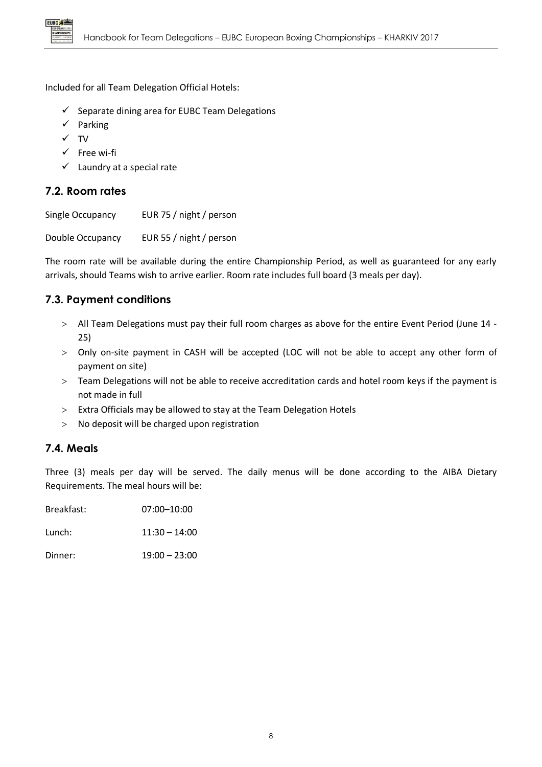Included for all Team Delegation Official Hotels:

- ✓ Separate dining area for EUBC Team Delegations
- ✓ Parking
- ✓ TV
- ✓ Free wi-fi
- ✓ Laundry at a special rate

## 7.2. Room rates

| | |
|---|---|
| Single Occupancy | EUR 75 / night / person |
| Double Occupancy | EUR 55 / night / person |

The room rate will be available during the entire Championship Period, as well as guaranteed for any early arrivals, should Teams wish to arrive earlier. Room rate includes full board (3 meals per day).

## 7.3. Payment conditions

- All Team Delegations must pay their full room charges as above for the entire Event Period (June 14 - 25)
- Only on-site payment in CASH will be accepted (LOC will not be able to accept any other form of payment on site)
- Team Delegations will not be able to receive accreditation cards and hotel room keys if the payment is not made in full
- Extra Officials may be allowed to stay at the Team Delegation Hotels
- No deposit will be charged upon registration

## 7.4. Meals

Three (3) meals per day will be served. The daily menus will be done according to the AIBA Dietary Requirements. The meal hours will be:

| | |
|---|---|
| Breakfast: | 07:00–10:00 |
| Lunch: | 11:30 – 14:00 |
| Dinner: | 19:00 – 23:00 |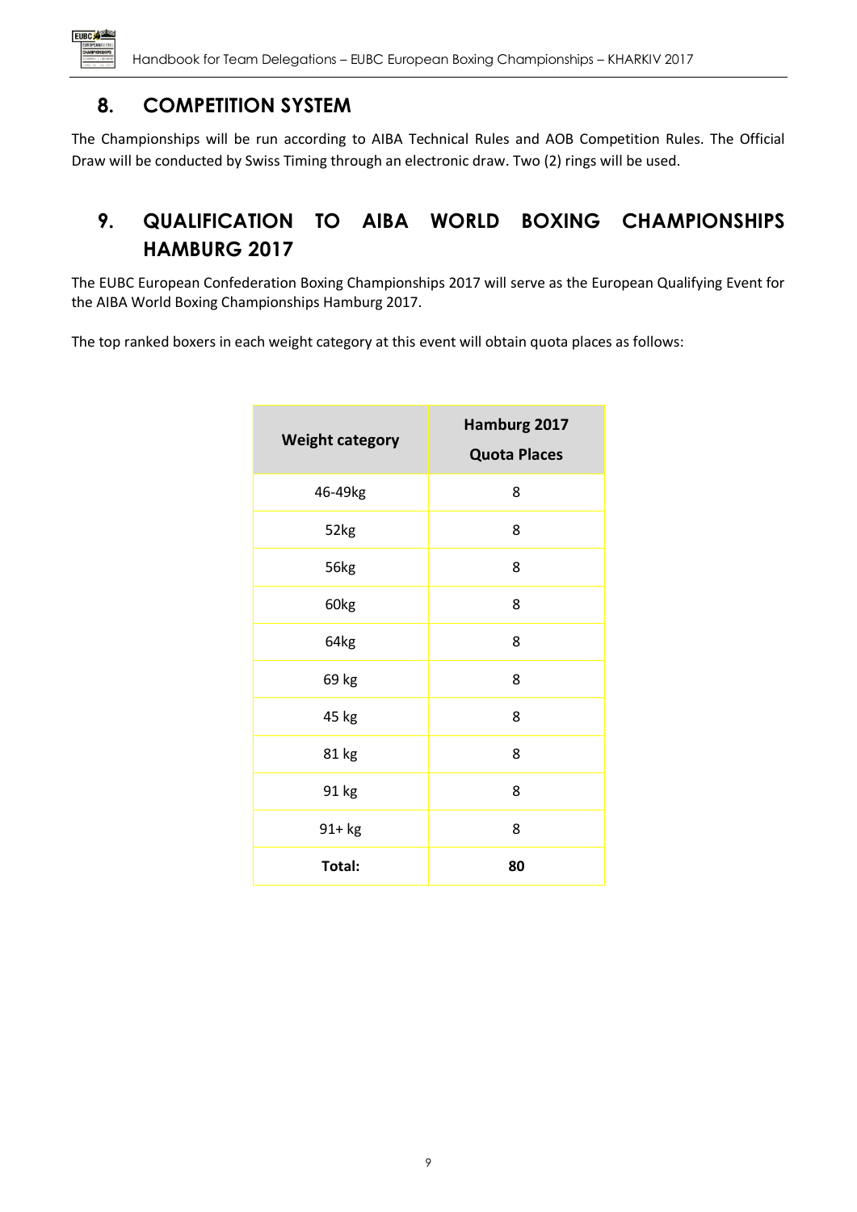## 8. COMPETITION SYSTEM

The Championships will be run according to AIBA Technical Rules and AOB Competition Rules. The Official Draw will be conducted by Swiss Timing through an electronic draw. Two (2) rings will be used.

## 9. QUALIFICATION TO AIBA WORLD BOXING CHAMPIONSHIPS HAMBURG 2017

The EUBC European Confederation Boxing Championships 2017 will serve as the European Qualifying Event for the AIBA World Boxing Championships Hamburg 2017.

The top ranked boxers in each weight category at this event will obtain quota places as follows:

| Weight category | Hamburg 2017 Quota Places |
|---|---|
| 46-49kg | 8 |
| 52kg | 8 |
| 56kg | 8 |
| 60kg | 8 |
| 64kg | 8 |
| 69 kg | 8 |
| 45 kg | 8 |
| 81 kg | 8 |
| 91 kg | 8 |
| 91+ kg | 8 |
| **Total:** | **80** |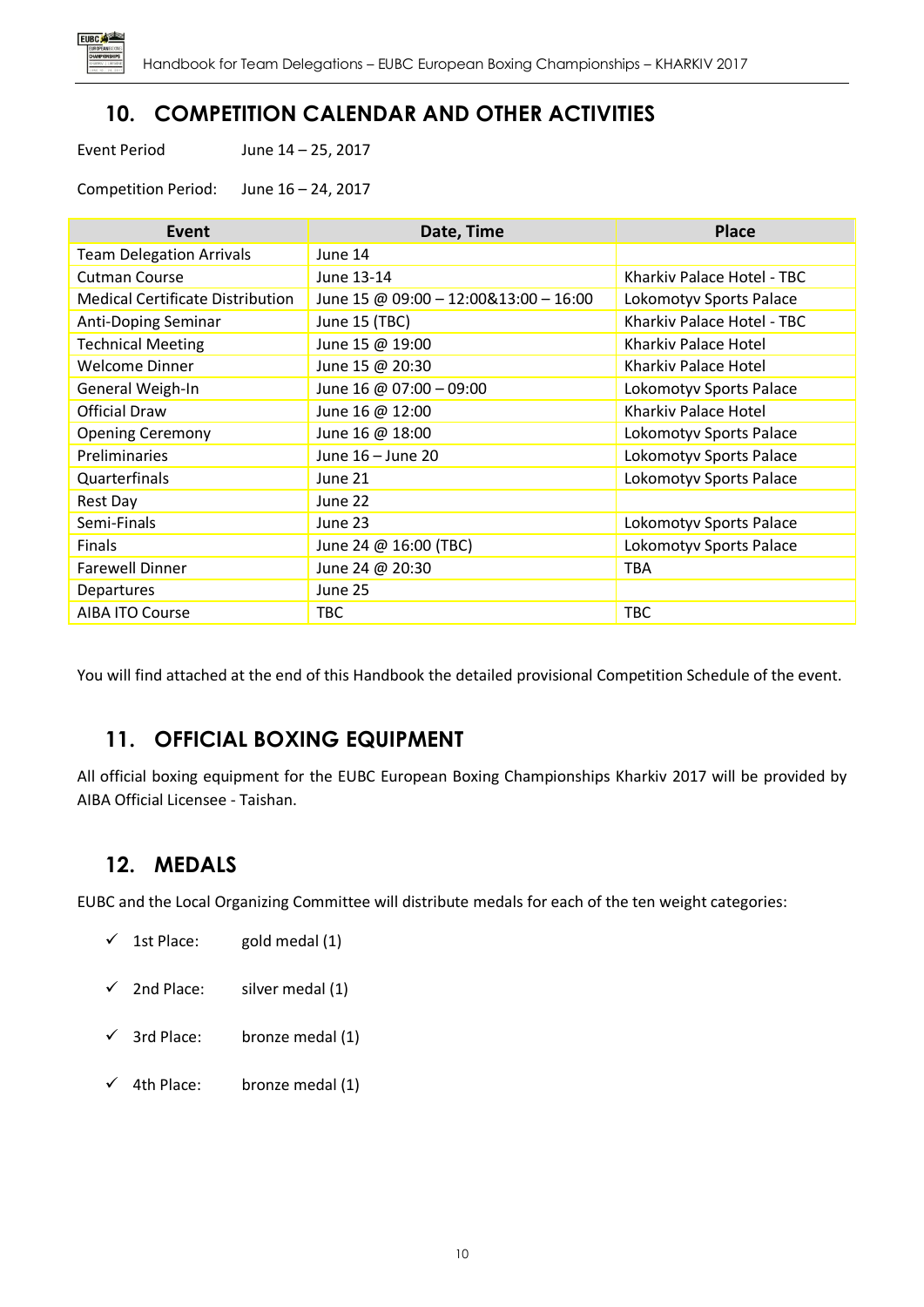## 10. COMPETITION CALENDAR AND OTHER ACTIVITIES

Event Period June 14 – 25, 2017

Competition Period: June 16 – 24, 2017

| Event | Date, Time | Place |
|---|---|---|
| Team Delegation Arrivals | June 14 | |
| Cutman Course | June 13-14 | Kharkiv Palace Hotel - TBC |
| Medical Certificate Distribution | June 15 @ 09:00 – 12:00&13:00 – 16:00 | Lokomotyv Sports Palace |
| Anti-Doping Seminar | June 15 (TBC) | Kharkiv Palace Hotel - TBC |
| Technical Meeting | June 15 @ 19:00 | Kharkiv Palace Hotel |
| Welcome Dinner | June 15 @ 20:30 | Kharkiv Palace Hotel |
| General Weigh-In | June 16 @ 07:00 – 09:00 | Lokomotyv Sports Palace |
| Official Draw | June 16 @ 12:00 | Kharkiv Palace Hotel |
| Opening Ceremony | June 16 @ 18:00 | Lokomotyv Sports Palace |
| Preliminaries | June 16 – June 20 | Lokomotyv Sports Palace |
| Quarterfinals | June 21 | Lokomotyv Sports Palace |
| Rest Day | June 22 | |
| Semi-Finals | June 23 | Lokomotyv Sports Palace |
| Finals | June 24 @ 16:00 (TBC) | Lokomotyv Sports Palace |
| Farewell Dinner | June 24 @ 20:30 | TBA |
| Departures | June 25 | |
| AIBA ITO Course | TBC | TBC |

You will find attached at the end of this Handbook the detailed provisional Competition Schedule of the event.

## 11. OFFICIAL BOXING EQUIPMENT

All official boxing equipment for the EUBC European Boxing Championships Kharkiv 2017 will be provided by AIBA Official Licensee - Taishan.

## 12. MEDALS

EUBC and the Local Organizing Committee will distribute medals for each of the ten weight categories:

- ✓ 1st Place: gold medal (1)
- ✓ 2nd Place: silver medal (1)
- ✓ 3rd Place: bronze medal (1)
- ✓ 4th Place: bronze medal (1)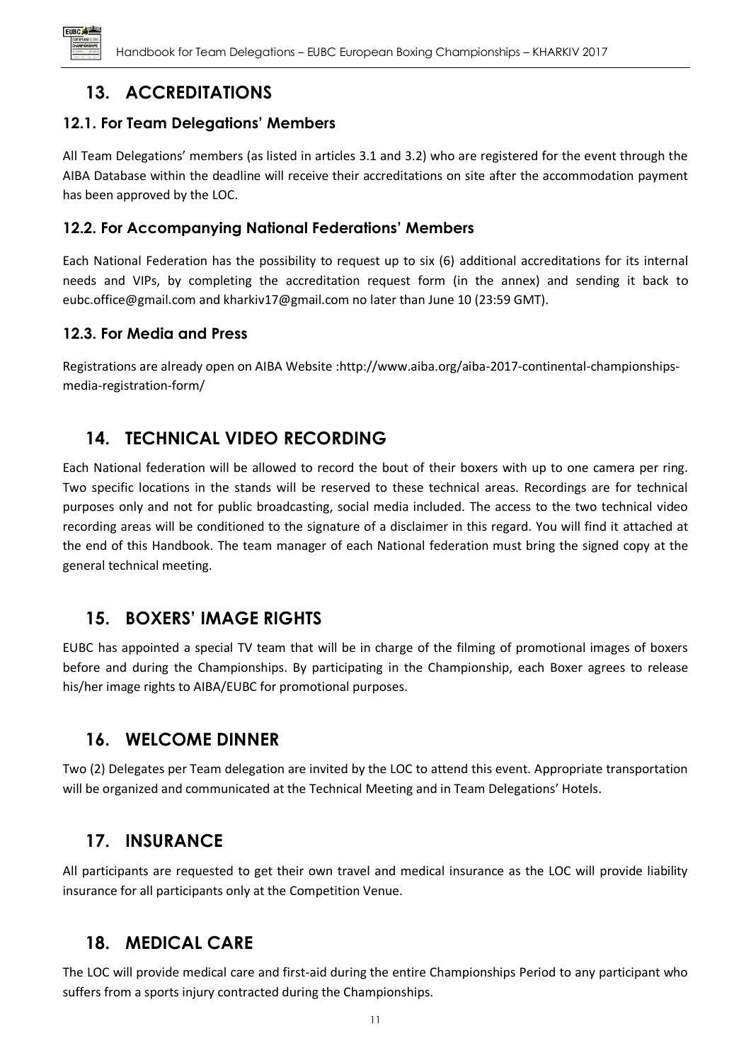## 13. ACCREDITATIONS

### 12.1. For Team Delegations' Members

All Team Delegations' members (as listed in articles 3.1 and 3.2) who are registered for the event through the AIBA Database within the deadline will receive their accreditations on site after the accommodation payment has been approved by the LOC.

### 12.2. For Accompanying National Federations' Members

Each National Federation has the possibility to request up to six (6) additional accreditations for its internal needs and VIPs, by completing the accreditation request form (in the annex) and sending it back to eubc.office@gmail.com and kharkiv17@gmail.com no later than June 10 (23:59 GMT).

### 12.3. For Media and Press

Registrations are already open on AIBA Website :http://www.aiba.org/aiba-2017-continental-championships-media-registration-form/

## 14. TECHNICAL VIDEO RECORDING

Each National federation will be allowed to record the bout of their boxers with up to one camera per ring. Two specific locations in the stands will be reserved to these technical areas. Recordings are for technical purposes only and not for public broadcasting, social media included. The access to the two technical video recording areas will be conditioned to the signature of a disclaimer in this regard. You will find it attached at the end of this Handbook. The team manager of each National federation must bring the signed copy at the general technical meeting.

## 15. BOXERS' IMAGE RIGHTS

EUBC has appointed a special TV team that will be in charge of the filming of promotional images of boxers before and during the Championships. By participating in the Championship, each Boxer agrees to release his/her image rights to AIBA/EUBC for promotional purposes.

## 16. WELCOME DINNER

Two (2) Delegates per Team delegation are invited by the LOC to attend this event. Appropriate transportation will be organized and communicated at the Technical Meeting and in Team Delegations' Hotels.

## 17. INSURANCE

All participants are requested to get their own travel and medical insurance as the LOC will provide liability insurance for all participants only at the Competition Venue.

## 18. MEDICAL CARE

The LOC will provide medical care and first-aid during the entire Championships Period to any participant who suffers from a sports injury contracted during the Championships.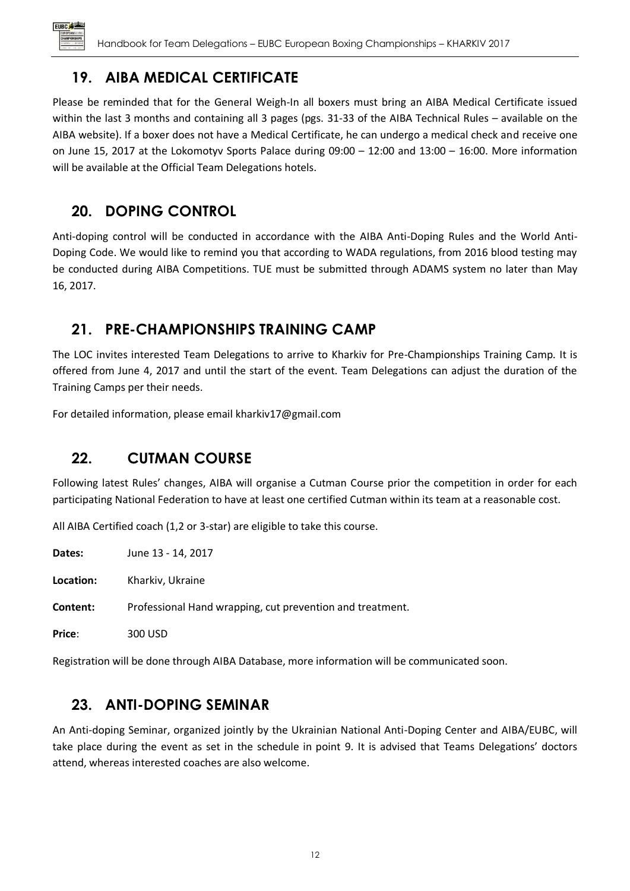## 19. AIBA MEDICAL CERTIFICATE

Please be reminded that for the General Weigh-In all boxers must bring an AIBA Medical Certificate issued within the last 3 months and containing all 3 pages (pgs. 31-33 of the AIBA Technical Rules – available on the AIBA website). If a boxer does not have a Medical Certificate, he can undergo a medical check and receive one on June 15, 2017 at the Lokomotyv Sports Palace during 09:00 – 12:00 and 13:00 – 16:00. More information will be available at the Official Team Delegations hotels.

## 20. DOPING CONTROL

Anti-doping control will be conducted in accordance with the AIBA Anti-Doping Rules and the World Anti-Doping Code. We would like to remind you that according to WADA regulations, from 2016 blood testing may be conducted during AIBA Competitions. TUE must be submitted through ADAMS system no later than May 16, 2017.

## 21. PRE-CHAMPIONSHIPS TRAINING CAMP

The LOC invites interested Team Delegations to arrive to Kharkiv for Pre-Championships Training Camp. It is offered from June 4, 2017 and until the start of the event. Team Delegations can adjust the duration of the Training Camps per their needs.

For detailed information, please email kharkiv17@gmail.com

## 22. CUTMAN COURSE

Following latest Rules' changes, AIBA will organise a Cutman Course prior the competition in order for each participating National Federation to have at least one certified Cutman within its team at a reasonable cost.

All AIBA Certified coach (1,2 or 3-star) are eligible to take this course.

**Dates:** June 13 - 14, 2017

**Location:** Kharkiv, Ukraine

**Content:** Professional Hand wrapping, cut prevention and treatment.

**Price**: 300 USD

Registration will be done through AIBA Database, more information will be communicated soon.

## 23. ANTI-DOPING SEMINAR

An Anti-doping Seminar, organized jointly by the Ukrainian National Anti-Doping Center and AIBA/EUBC, will take place during the event as set in the schedule in point 9. It is advised that Teams Delegations' doctors attend, whereas interested coaches are also welcome.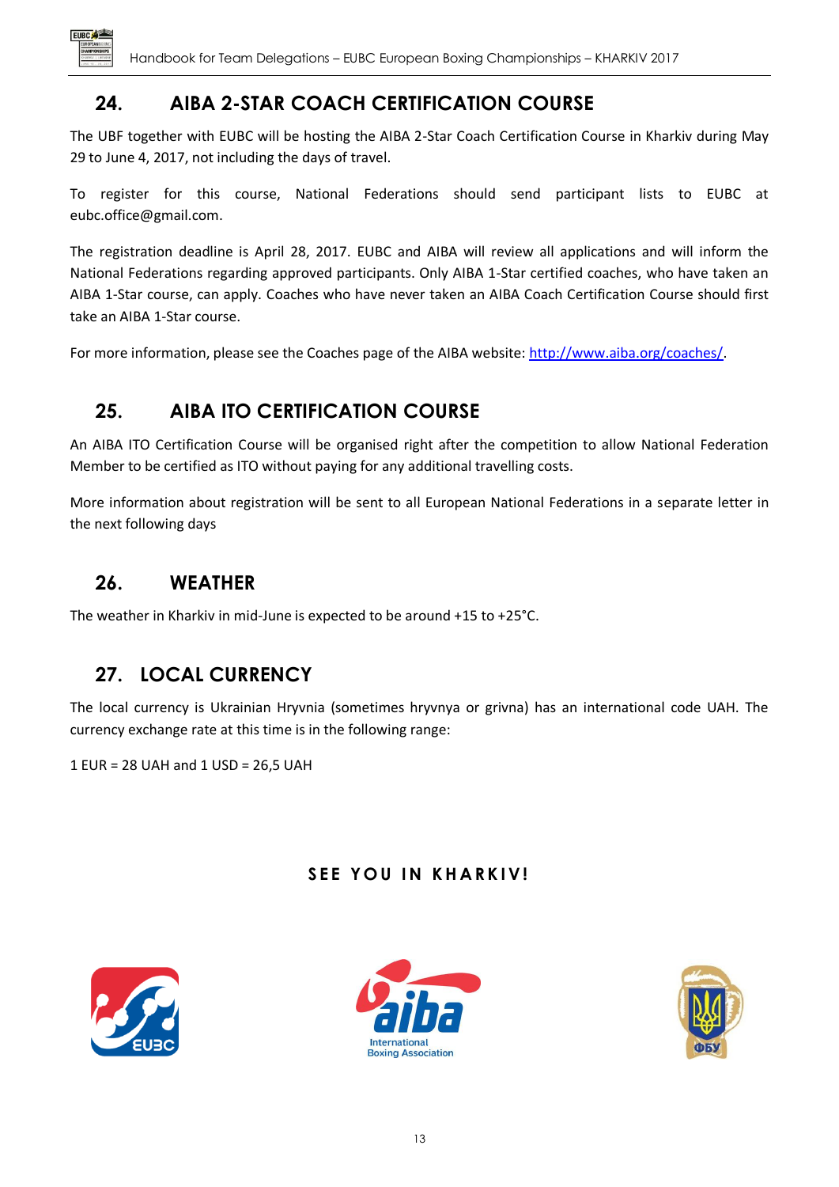## 24. AIBA 2-STAR COACH CERTIFICATION COURSE

The UBF together with EUBC will be hosting the AIBA 2-Star Coach Certification Course in Kharkiv during May 29 to June 4, 2017, not including the days of travel.

To register for this course, National Federations should send participant lists to EUBC at eubc.office@gmail.com.

The registration deadline is April 28, 2017. EUBC and AIBA will review all applications and will inform the National Federations regarding approved participants. Only AIBA 1-Star certified coaches, who have taken an AIBA 1-Star course, can apply. Coaches who have never taken an AIBA Coach Certification Course should first take an AIBA 1-Star course.

For more information, please see the Coaches page of the AIBA website: http://www.aiba.org/coaches/.

## 25. AIBA ITO CERTIFICATION COURSE

An AIBA ITO Certification Course will be organised right after the competition to allow National Federation Member to be certified as ITO without paying for any additional travelling costs.

More information about registration will be sent to all European National Federations in a separate letter in the next following days

## 26. WEATHER

The weather in Kharkiv in mid-June is expected to be around +15 to +25°C.

## 27. LOCAL CURRENCY

The local currency is Ukrainian Hryvnia (sometimes hryvnya or grivna) has an international code UAH. The currency exchange rate at this time is in the following range:

1 EUR = 28 UAH and 1 USD = 26,5 UAH

**SEE YOU IN KHARKIV!**